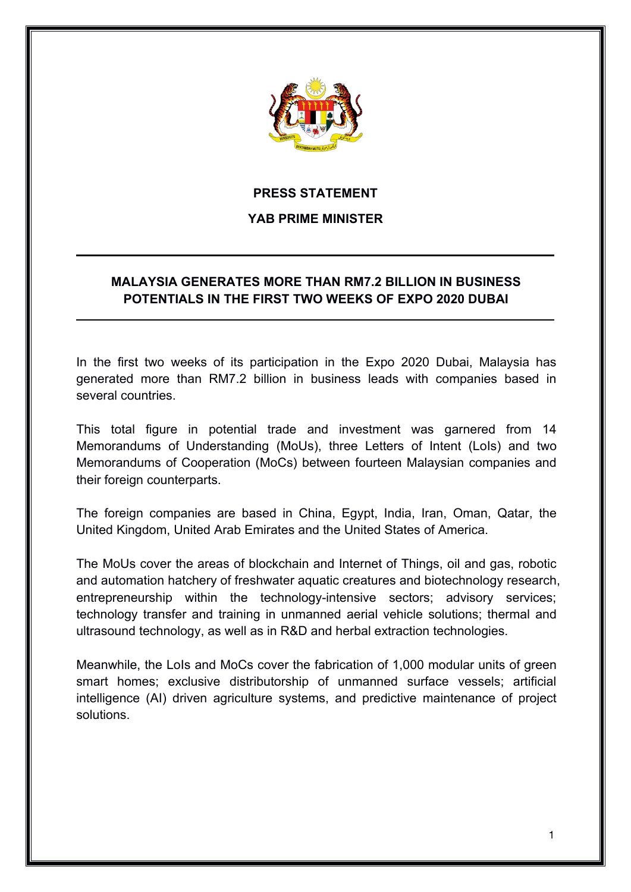**PRESS STATEMENT**

**YAB PRIME MINISTER**

# MALAYSIA GENERATES MORE THAN RM7.2 BILLION IN BUSINESS POTENTIALS IN THE FIRST TWO WEEKS OF EXPO 2020 DUBAI

In the first two weeks of its participation in the Expo 2020 Dubai, Malaysia has generated more than RM7.2 billion in business leads with companies based in several countries.

This total figure in potential trade and investment was garnered from 14 Memorandums of Understanding (MoUs), three Letters of Intent (LoIs) and two Memorandums of Cooperation (MoCs) between fourteen Malaysian companies and their foreign counterparts.

The foreign companies are based in China, Egypt, India, Iran, Oman, Qatar, the United Kingdom, United Arab Emirates and the United States of America.

The MoUs cover the areas of blockchain and Internet of Things, oil and gas, robotic and automation hatchery of freshwater aquatic creatures and biotechnology research, entrepreneurship within the technology-intensive sectors; advisory services; technology transfer and training in unmanned aerial vehicle solutions; thermal and ultrasound technology, as well as in R&D and herbal extraction technologies.

Meanwhile, the LoIs and MoCs cover the fabrication of 1,000 modular units of green smart homes; exclusive distributorship of unmanned surface vessels; artificial intelligence (AI) driven agriculture systems, and predictive maintenance of project solutions.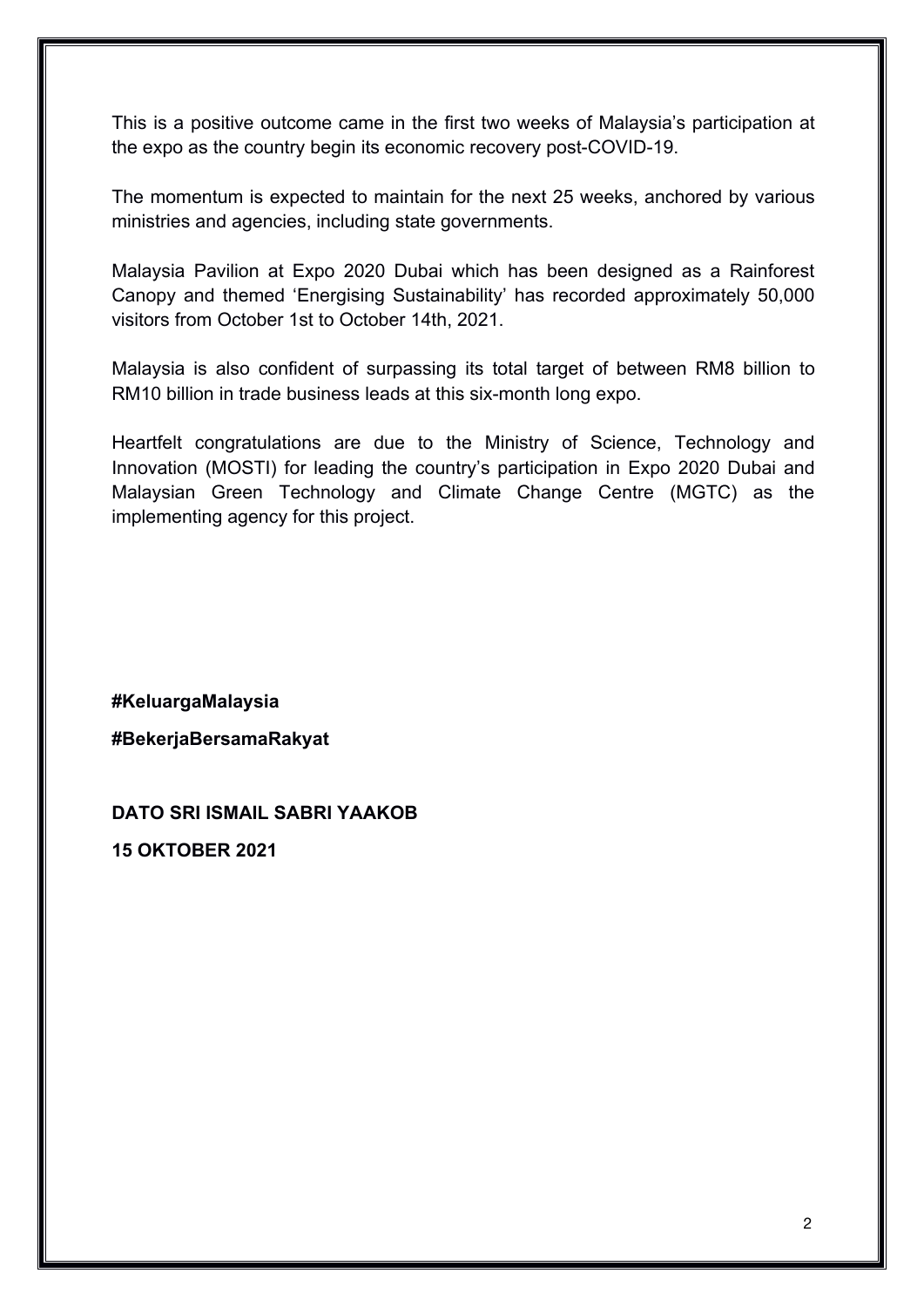This is a positive outcome came in the first two weeks of Malaysia's participation at the expo as the country begin its economic recovery post-COVID-19.

The momentum is expected to maintain for the next 25 weeks, anchored by various ministries and agencies, including state governments.

Malaysia Pavilion at Expo 2020 Dubai which has been designed as a Rainforest Canopy and themed 'Energising Sustainability' has recorded approximately 50,000 visitors from October 1st to October 14th, 2021.

Malaysia is also confident of surpassing its total target of between RM8 billion to RM10 billion in trade business leads at this six-month long expo.

Heartfelt congratulations are due to the Ministry of Science, Technology and Innovation (MOSTI) for leading the country's participation in Expo 2020 Dubai and Malaysian Green Technology and Climate Change Centre (MGTC) as the implementing agency for this project.

**#KeluargaMalaysia**

**#BekerjaBersamaRakyat**

**DATO SRI ISMAIL SABRI YAAKOB**

**15 OKTOBER 2021**